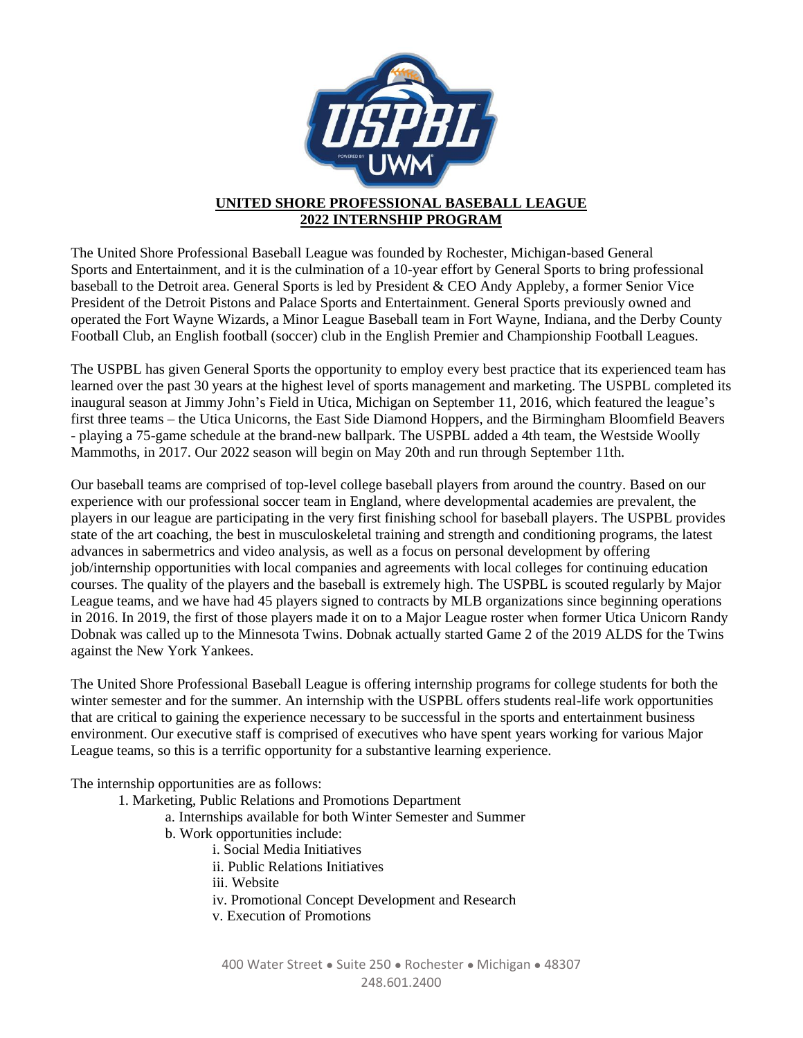# UNITED SHORE PROFESSIONAL BASEBALL LEAGUE
## 2022 INTERNSHIP PROGRAM

The United Shore Professional Baseball League was founded by Rochester, Michigan-based General Sports and Entertainment, and it is the culmination of a 10-year effort by General Sports to bring professional baseball to the Detroit area. General Sports is led by President & CEO Andy Appleby, a former Senior Vice President of the Detroit Pistons and Palace Sports and Entertainment. General Sports previously owned and operated the Fort Wayne Wizards, a Minor League Baseball team in Fort Wayne, Indiana, and the Derby County Football Club, an English football (soccer) club in the English Premier and Championship Football Leagues.

The USPBL has given General Sports the opportunity to employ every best practice that its experienced team has learned over the past 30 years at the highest level of sports management and marketing. The USPBL completed its inaugural season at Jimmy John's Field in Utica, Michigan on September 11, 2016, which featured the league's first three teams – the Utica Unicorns, the East Side Diamond Hoppers, and the Birmingham Bloomfield Beavers - playing a 75-game schedule at the brand-new ballpark. The USPBL added a 4th team, the Westside Woolly Mammoths, in 2017. Our 2022 season will begin on May 20th and run through September 11th.

Our baseball teams are comprised of top-level college baseball players from around the country. Based on our experience with our professional soccer team in England, where developmental academies are prevalent, the players in our league are participating in the very first finishing school for baseball players. The USPBL provides state of the art coaching, the best in musculoskeletal training and strength and conditioning programs, the latest advances in sabermetrics and video analysis, as well as a focus on personal development by offering job/internship opportunities with local companies and agreements with local colleges for continuing education courses. The quality of the players and the baseball is extremely high. The USPBL is scouted regularly by Major League teams, and we have had 45 players signed to contracts by MLB organizations since beginning operations in 2016. In 2019, the first of those players made it on to a Major League roster when former Utica Unicorn Randy Dobnak was called up to the Minnesota Twins. Dobnak actually started Game 2 of the 2019 ALDS for the Twins against the New York Yankees.

The United Shore Professional Baseball League is offering internship programs for college students for both the winter semester and for the summer. An internship with the USPBL offers students real-life work opportunities that are critical to gaining the experience necessary to be successful in the sports and entertainment business environment. Our executive staff is comprised of executives who have spent years working for various Major League teams, so this is a terrific opportunity for a substantive learning experience.

The internship opportunities are as follows:

1. Marketing, Public Relations and Promotions Department
    a. Internships available for both Winter Semester and Summer
    b. Work opportunities include:
        i. Social Media Initiatives
        ii. Public Relations Initiatives
        iii. Website
        iv. Promotional Concept Development and Research
        v. Execution of Promotions

400 Water Street • Suite 250 • Rochester • Michigan • 48307
248.601.2400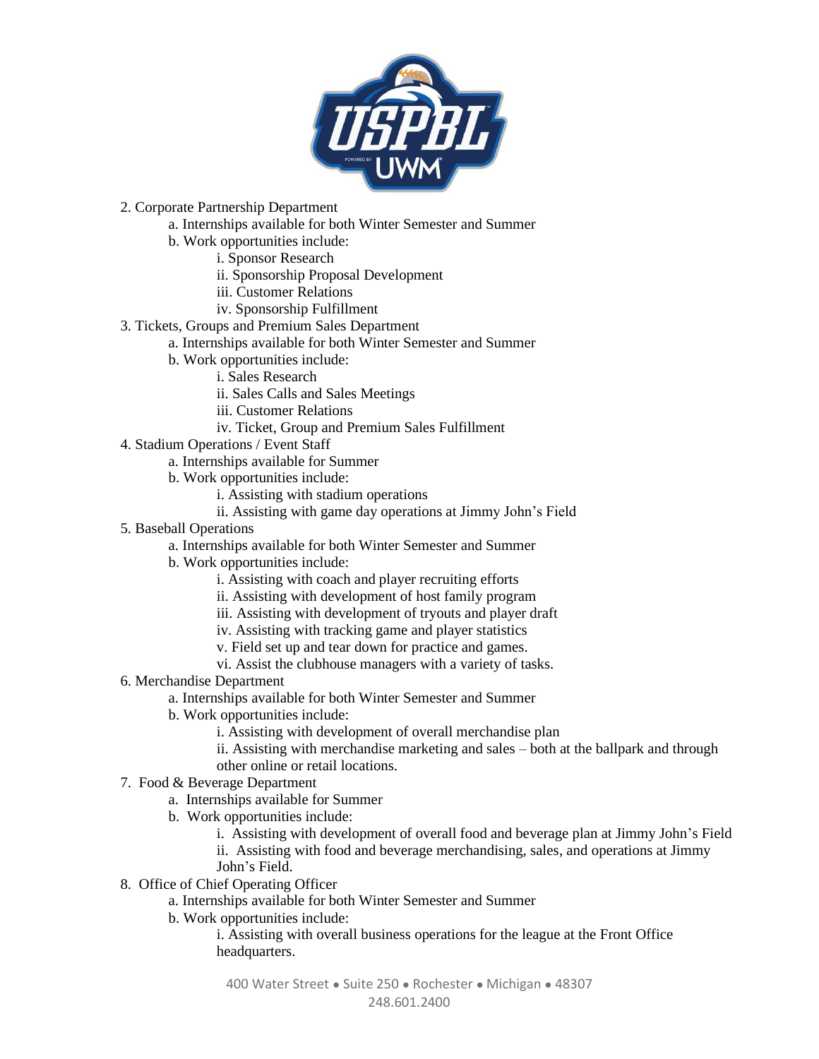2. Corporate Partnership Department
    a. Internships available for both Winter Semester and Summer
    b. Work opportunities include:
        i. Sponsor Research
        ii. Sponsorship Proposal Development
        iii. Customer Relations
        iv. Sponsorship Fulfillment
3. Tickets, Groups and Premium Sales Department
    a. Internships available for both Winter Semester and Summer
    b. Work opportunities include:
        i. Sales Research
        ii. Sales Calls and Sales Meetings
        iii. Customer Relations
        iv. Ticket, Group and Premium Sales Fulfillment
4. Stadium Operations / Event Staff
    a. Internships available for Summer
    b. Work opportunities include:
        i. Assisting with stadium operations
        ii. Assisting with game day operations at Jimmy John's Field
5. Baseball Operations
    a. Internships available for both Winter Semester and Summer
    b. Work opportunities include:
        i. Assisting with coach and player recruiting efforts
        ii. Assisting with development of host family program
        iii. Assisting with development of tryouts and player draft
        iv. Assisting with tracking game and player statistics
        v. Field set up and tear down for practice and games.
        vi. Assist the clubhouse managers with a variety of tasks.
6. Merchandise Department
    a. Internships available for both Winter Semester and Summer
    b. Work opportunities include:
        i. Assisting with development of overall merchandise plan
        ii. Assisting with merchandise marketing and sales – both at the ballpark and through other online or retail locations.
7. Food & Beverage Department
    a. Internships available for Summer
    b. Work opportunities include:
        i. Assisting with development of overall food and beverage plan at Jimmy John's Field
        ii. Assisting with food and beverage merchandising, sales, and operations at Jimmy John's Field.
8. Office of Chief Operating Officer
    a. Internships available for both Winter Semester and Summer
    b. Work opportunities include:
        i. Assisting with overall business operations for the league at the Front Office headquarters.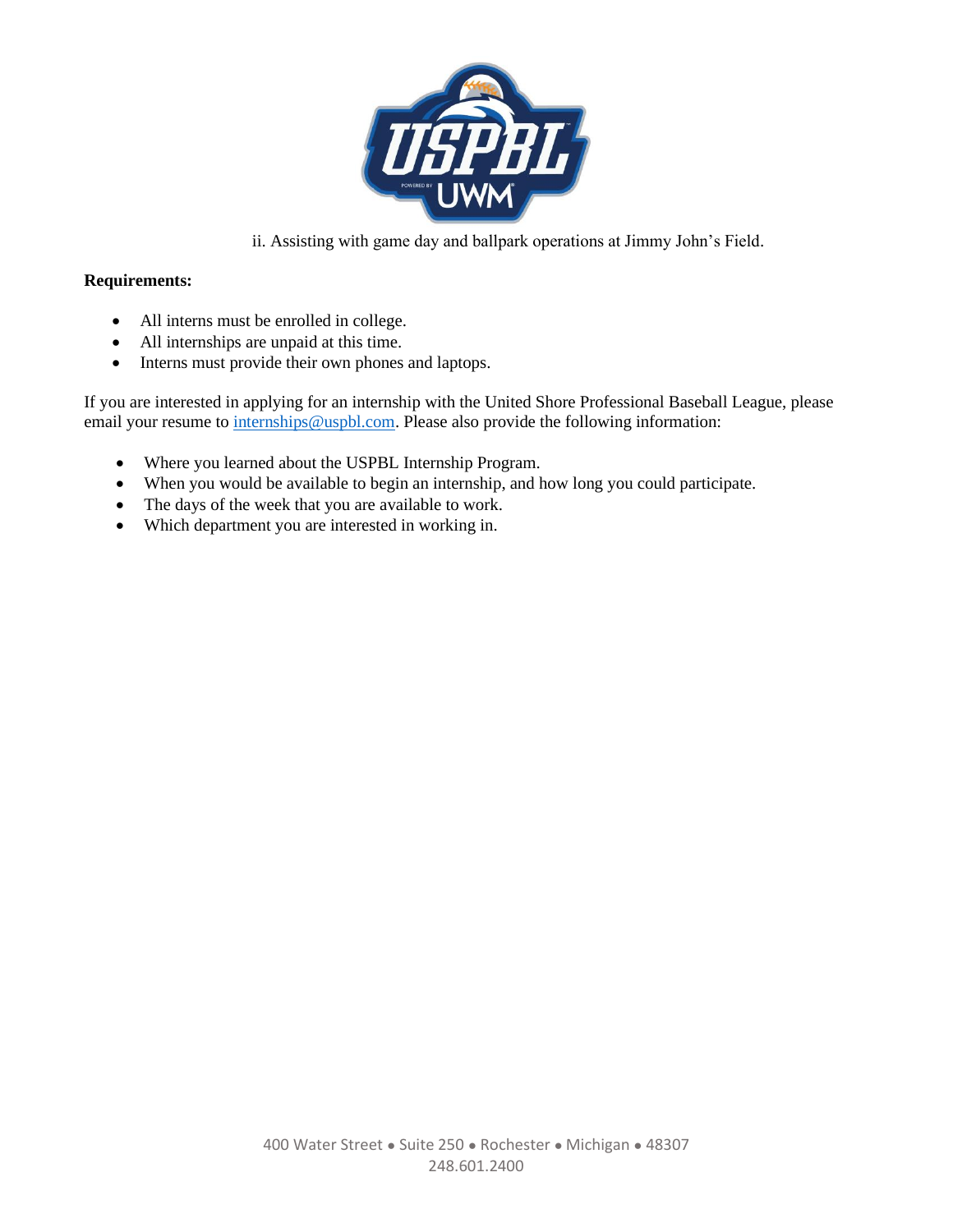ii. Assisting with game day and ballpark operations at Jimmy John's Field.

**Requirements:**

- All interns must be enrolled in college.
- All internships are unpaid at this time.
- Interns must provide their own phones and laptops.

If you are interested in applying for an internship with the United Shore Professional Baseball League, please email your resume to internships@uspbl.com. Please also provide the following information:

- Where you learned about the USPBL Internship Program.
- When you would be available to begin an internship, and how long you could participate.
- The days of the week that you are available to work.
- Which department you are interested in working in.